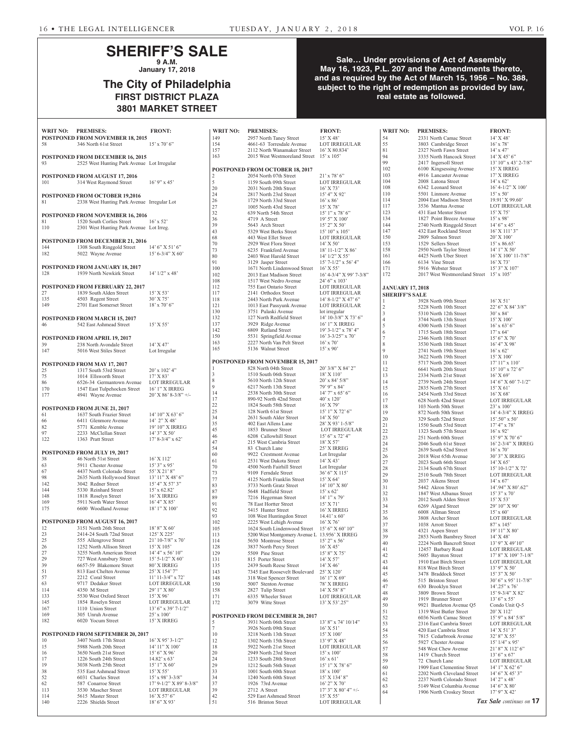# SHERIFF'S SALE

**9 A.M.**

**January 17, 2018**

## The City of Philadelphia

### FIRST DISTRICT PLAZA

### 3801 MARKET STREET

**Sale… Under provisions of Act of Assembly May 16, 1923, P.L. 207 and the Amendments thereto, and as required by the Act of March 15, 1956 – No. 388, subject to the right of redemption as provided by law, real estate as followed.**

| WRIT NO: | PREMISES: | FRONT: |
|---|---|---|
| **POSTPONED FROM NOVEMBER 18, 2015** | | |
| 58 | 346 North 61st Street | 15' x 70' 6" |
| **POSTPONED FROM DECEMBER 16, 2015** | | |
| 93 | 2525 West Hunting Park Avenue | Lot Irregular |
| **POSTPONED FROM AUGUST 17, 2016** | | |
| 101 | 314 West Raymond Street | 16' 9" x 45' |
| **POSTPONED FROM OCTOBER 19,2016** | | |
| 81 | 2338 West Hunting Park Avenue | Irregular Lot |
| **POSTPONED FROM NOVEMBER 16, 2016** | | |
| 81 | 1520 South Corlies Street | 16' x 52' |
| 110 | 2301 West Hunting Park Avenue | Lot Irreg. |
| **POSTPONED FROM DECEMBER 21, 2016** | | |
| 144 | 1308 South Ringgold Street | 14' 6" X 51' 6" |
| 182 | 5022 Wayne Avenue | 15' 6-3/4" X 60' |
| **POSTPONED FROM JANUARY 18, 2017** | | |
| 128 | 1939 North Newkirk Street | 14' 1/2" x 48' |
| **POSTPONED FROM FEBRUARY 22, 2017** | | |
| 27 | 1839 South Alden Street | 15' X 53' |
| 135 | 4503 Regent Street | 30' X 75' |
| 149 | 2701 East Somerset Street | 18' x 70' 6" |
| **POSTPONED FROM MARCH 15, 2017** | | |
| 46 | 542 East Ashmead Street | 15' X 55' |
| **POSTPONED FROM APRIL 19, 2017** | | |
| 39 | 238 North Avondale Street | 14' X 47' |
| 147 | 5016 West Stiles Street | Lot Irregular |
| **POSTPONED FROM MAY 17, 2017** | | |
| 25 | 1317 South 53rd Street | 20' x 102' 4" |
| 75 | 1014 Ellsworth Street | 17' X 83' |
| 86 | 6526-34 Germantown Avenue | LOT IRREGULAR |
| 170 | 1547 East Tulpehocken Street | 16' 1" X IRREG |
| 177 | 4941 Wayne Avenue | 20' X 86' 8-3/8" +/- |
| **POSTPONED FROM JUNE 21, 2017** | | |
| 61 | 1637 South Frazier Street | 14' 10" X 63' 6" |
| 66 | 6411 Glenmore Avenue | 14' 2" X 48' |
| 82 | 5771 Kemble Avenue | 19' 10" X IRREG |
| 97 | 2233 McClellan Street | 14' 3" X 50' |
| 122 | 1363 Pratt Street | 17' 8-3/4" x 62' |
| **POSTPONED FROM JULY 19, 2017** | | |
| 38 | 46 North 51st Street | 16' X 112' |
| 63 | 5911 Chester Avenue | 15' 3" x 95' |
| 67 | 4437 North Colorado Street | 55' X 21' 8" |
| 98 | 2635 North Hollywood Street | 13' 11" X 48' 6" |
| 142 | 3042 Redner Street | 15' 4" X 57' 3" |
| 144 | 5330 Reinhard Street | 15' x 62.82' |
| 148 | 1818 Roselyn Street | 16' X IRREG |
| 169 | 5911 North Water Street | 16' 4" X 85' |
| 175 | 6600 Woodland Avenue | 18' 1" X 100' |
| **POSTPONED FROM AUGUST 16, 2017** | | |
| 12 | 3151 North 26th Street | 18' 8" X 60' |
| 23 | 2414-24 South 72nd Street | 125' X 225' |
| 25 | 555 Allengrove Street | 21' 10-7/8" x 70' |
| 26 | 1252 North Allison Street | 15' X 105' |
| 27 | 3255 North American Street | 14' 4" x 56' 10" |
| 29 | 727 West Annsbury Street | 15' 5-1/2" X 60' |
| 39 | 6657-59 Blakemore Street | 80' X IRREG |
| 51 | 813 East Chelten Avenue | 25' X 154' 7" |
| 57 | 2212 Coral Street | 11' 11-3/4" x 72' |
| 63 | 9717 Dedaker Street | LOT IRREGULAR |
| 114 | 4350 M Street | 29' 1" X 80' |
| 133 | 5530 West Oxford Street | 15' X 96' |
| 145 | 1854 Roselyn Street | LOT IRREGULAR |
| 167 | 1110 Union Street | 13' 6" x 39' 7-1/2" |
| 169 | 305 Unruh Avenue | 25' x 100' |
| 182 | 6020 Yocum Street | 15' X IRREG |
| **POSTPONED FROM SEPTEMBER 20, 2017** | | |
| 10 | 3407 North 17th Street | 16' X 95' 3-1/2" |
| 15 | 5988 North 20th Street | 14' 11" X 100' |
| 16 | 3650 North 21st Street | 15' 6" X 96' |
| 17 | 1226 South 24th Street | 14.82' x 63' |
| 19 | 3038 North 25th Street | 15' 1" X 60' |
| 38 | 535 East Ashmead Street | 15' X 55' |
| 52 | 6031 Charles Street | 15' x 98' 3-3/8" |
| 62 | 587 Conarroe Street | 17' 9-1/2" X 89' 8-3/8" |
| 113 | 3530 Mascher Street | LOT IRREGULAR |
| 114 | 5615 Master Street | 16' X 57' 6" |
| 140 | 2226 Shields Street | 18' 6" X 93' |
| 149 | 2957 North Taney Street | 15' X 48' |
| 154 | 4661-63 Torresdale Avenue | LOT IRREGULAR |
| 157 | 2112 North Wanamaker Street | 16' X 80.834' |
| 163 | 2015 West Westmoreland Street | 15' x 105' |
| **POSTPONED FROM OCTOBER 18, 2017** | | |
| 2 | 2054 North 07th Street | 21' x 78' 6" |
| 5 | 1159 South 09th Street | LOT IRREGULAR |
| 20 | 2031 North 20th Street | 16' X 73' |
| 24 | 2817 North 23rd Street | 15' 4" X 92' |
| 26 | 1729 North 33rd Street | 16' x 86' |
| 27 | 1005 North 43rd Street | 15' X 78' |
| 32 | 639 North 54th Street | 15' 1" x 78' 6" |
| 36 | 4719 A Street | 19' 5" X 100' |
| 39 | 5643 Arch Street | 15' 2" X 50' |
| 43 | 5329 West Berks Street | 15' 10" x 105' |
| 68 | 443 West Ellet Street | LOT IRREGULAR |
| 70 | 2929 West Flora Street | 14' X 50' |
| 73 | 6235 Frankford Avenue | 18' 11-1/2" X 86' |
| 80 | 2403 West Harold Street | 14' 1/2" X 55' |
| 91 | 3129 Jasper Street | 15' 7-1/2" x 56' 4" |
| 100 | 1671 North Lindenwood Street | 16' X 55' |
| 102 | 2013 East Madison Street | 16' 4-3/4" X 99' 7-3/8" |
| 108 | 1517 West Nedro Avenue | 24' 6" x 103' |
| 112 | 755 East Ontario Street | LOT IRREGULAR |
| 117 | 2141 Orthodox Street | LOT IRREGULAR |
| 118 | 2443 North Park Avenue | 14' 8-1/2" X 47' 6" |
| 121 | 1013 East Passyunk Avenue | LOT IRREGULAR |
| 130 | 3751 Pulaski Avenue | lot irregular |
| 132 | 127 North Redfield Street | 14' 10-3/8" X 73' 6" |
| 137 | 3929 Ridge Avenue | 16' 1" X IRREG |
| 142 | 6809 Rutland Street | 19' 3-1/2" x 78' 4" |
| 150 | 5531 Springfield Avenue | 16' 3-25/2" x 70' |
| 163 | 2227 North Van Pelt Street | 16' x 70' |
| 165 | 5136 Walnut Street | 15' x 90' |
| **POSTPONED FROM NOVEMBER 15, 2017** | | |
| 1 | 828 North 04th Street | 20' 3/8" X 84' 2" |
| 3 | 1510 South 06th Street | 18' X 110' |
| 8 | 5610 North 12th Street | 20' x 84' 5/8" |
| 9 | 6217 North 13th Street | 79' 9" x 84' |
| 14 | 2538 North 30th Street | 14' 7" x 65' 6" |
| 17 | 890-92 North 42nd Street | 40' x 120' |
| 22 | 1824 South 58th Street | 16' X 79' |
| 25 | 128 North 61st Street | 15' 1" X 72' 6" |
| 34 | 2631 South Alder Street | 14' X 50' |
| 35 | 402 East Allens Lane | 28' X 93' 1-5/8" |
| 45 | 1853 Brunner Street | LOT IRREGULAR |
| 46 | 6208 Callowhill Street | 15' 6" x 72' 4" |
| 47 | 215 West Cambria Street | 18' X 57' |
| 54 | 83 Church Lane | 25' X IRREG |
| 60 | 9922 Crestmont Avenue | Lot Irregular |
| 61 | 2531 West Dakota Street | 14' X 43' |
| 70 | 4500 North Fairhill Street | Lot Irregular |
| 73 | 9109 Ferndale Street | 36' 6" X 115' |
| 77 | 4125 North Franklin Street | 15' X 64' |
| 83 | 3733 North Gratz Street | 14' 10" X 80' |
| 87 | 5648 Hadfield Street | 15' x 62' |
| 89 | 7216 Hegerman Street | 14' 1" x 79' |
| 91 | 78 East Hortter Street | 15' X 71' |
| 92 | 5415 Hunter Street | 16' X IRREG |
| 93 | 108 West Huntingdon Street | 14.41' x 60' |
| 102 | 2225 West Lehigh Avenue | 16' X 76' |
| 105 | 1624 South Lindenwood Street | 15' 6" X 60' 10" |
| 113 | 5200 West Montgomery Avenue L | 13.956' X IRREG |
| 114 | 5650 West Montrose Street | 15' 2" x 56' |
| 128 | 3837 North Percy Street | 16' X 45' |
| 129 | 5509 Pine Street | 15' 8" X 75' |
| 131 | 815 Porter Street | 14' X 57' |
| 135 | 2439 South Reese Street | 14' X 46' |
| 143 | 7345 East Roosevelt Boulevard | 25' X 120' |
| 148 | 318 West Spencer Street | 16' 1" X 69' |
| 150 | 5007 Stenton Avenue | 78' X IRREG |
| 158 | 2827 Tulip Street | 14' X 58' 8" |
| 171 | 6335 Wheeler Street | LOT IRREGULAR |
| 172 | 3079 Witte Street | 13' X 53'.25" |
| **POSTPONED FROM DECEMBER 20, 2017** | | |
| 5 | 3931 North 06th Street | 13' 8" x 74' 10/14" |
| 7 | 3926 North 09th Street | 16' X 51' |
| 10 | 3218 North 13th Street | 15' X 100' |
| 12 | 1302 North 15th Street | 13' 9" X 48' |
| 18 | 5922 North 21st Street | LOT IRREGULAR |
| 20 | 2949 North 23rd Street | 15' x 100' |
| 24 | 1233 South 28th Street | 16' x 61' |
| 29 | 1212 South 56th Street | 15' 1" X 78' 6" |
| 33 | 1001 South 60th Street | 18' x 100' |
| 34 | 1240 North 60th Street | 15' X 134' 8" |
| 37 | 1926 73rd Avenue | 16' 2" X 70' |
| 39 | 2712 A Street | 17' 3" X 80' 4" +/- |
| 42 | 529 East Ashmead Street | 15' X 55' |
| 51 | 516 Brinton Street | LOT IRREGULAR |
| 54 | 2331 North Camac Street | 14' X 48' |
| 55 | 3803 Cambridge Street | 16' x 78' |
| 81 | 2327 North Fawn Street | 14' x 47' |
| 94 | 3335 North Hancock Street | 14' X 45' 6" |
| 99 | 2417 Ingersoll Street | 13' 10" x 43' 2-7/8" |
| 102 | 6100 Kingsessing Avenue | 15' X IRREG |
| 103 | 4916 Lancaster Avenue | 17' X IRREG |
| 104 | 2008 Latona Street | 14' x 62' |
| 108 | 6342 Leonard Street | 16' 4-1/2" X 100' |
| 110 | 5501 Linmore Avenue | 15' x 50' |
| 114 | 2004 East Madison Street | 19.91' X 99.60' |
| 117 | 3536 Mantua Avenue | LOT IRREGULAR |
| 123 | 431 East Mentor Street | 15' X 75' |
| 134 | 1827 Point Breeze Avenue | 15' x 98' |
| 144 | 2740 North Ringgold Street | 14' 6" x 45' |
| 147 | 432 East Rockland Street | 16' X 111' 3" |
| 150 | 2809 Salmon Street | 20' X 100' |
| 153 | 1529 Sellers Street | 15' x 86.65' |
| 158 | 2950 North Taylor Street | 14' 1" X 50' |
| 161 | 4425 North Uber Street | 16' X 100' 11-7/8" |
| 166 | 6134 Vine Street | 16' X 73' |
| 171 | 5916 Webster Street | 15' 3" X 107' |
| 172 | 2017 West Westmoreland Street | 15' x 105' |
| **JANUARY 17, 2018** | | |
| **SHERIFF'S SALE** | | |
| 1 | 3928 North 09th Street | 16' X 51' |
| 2 | 5228 North 10th Street | 22' 6" X 84' 3/8" |
| 3 | 5310 North 12th Street | 30' x 84' |
| 4 | 3744 North 13th Street | 15' X 100' |
| 5 | 4300 North 15th Street | 16' x 63' 6" |
| 6 | 1715 South 18th Street | 17' x 64' |
| 7 | 2346 North 18th Street | 15' 6" X 70' |
| 8 | 3530 North 18th Street | 16' 4" X 98' |
| 9 | 2741 North 19th Street | 16' x 62' |
| 10 | 3622 North 19th Street | 15' X 100' |
| 11 | 5717 North 20th Street | 17' 11" x 110' |
| 12 | 6641 North 20th Street | 15' 10" x 72' 6" |
| 13 | 2334 North 21st Street | 16' X 69' |
| 14 | 2739 North 24th Street | 14' 6" X 60' 7-1/2" |
| 15 | 2835 North 27th Street | 15' X 61' |
| 16 | 2454 North 33rd Street | 16' X 68' |
| 17 | 628 North 42nd Street | LOT IRREGULAR |
| 18 | 103 North 50th Street | 23' x 100' |
| 19 | 872 North 50th Street | 14' 4-3/4" X IRREG |
| 20 | 329 South 52nd Street | 15'.50" x 50' |
| 21 | 1550 South 53rd Street | 17' 4" x 78' |
| 22 | 1323 South 57th Street | 16' x 92' |
| 23 | 251 North 60th Street | 15' 9" X 70' 6" |
| 24 | 2046 South 61st Street | 16' 2-3/4" X IRREG |
| 25 | 2639 South 62nd Street | 16' x 70' |
| 26 | 2018 West 65th Avenue | 30' 3" X IRREG |
| 27 | 2023 South 66th Street | 14' X 65' |
| 28 | 2134 South 67th Street | 15' 10-1/2" X 72' |
| 29 | 2510 South 78th Street | LOT IRREGULAR |
| 30 | 2037 Aikens Street | 14' x 67' |
| 31 | 5442 Akron Street | 14'.94" X 80'.62" |
| 32 | 1847 West Albanus Street | 15' 3" x 70' |
| 33 | 2012 South Alden Street | 15' X 53' |
| 34 | 6269 Algard Street | 29' 10" X 90' |
| 35 | 6008 Allman Street | 15' x 60' |
| 36 | 3808 Archer Street | LOT IRREGULAR |
| 37 | 1038 Arrott Street | 87' x 145' |
| 38 | 4321 Aspen Street | 19' 11" X 80' |
| 39 | 2853 North Bambrey Street | 14' X 48' |
| 40 | 2224 North Bancroft Street | 13' 9" X 49'10" |
| 41 | 12457 Barbary Road | LOT IRREGULAR |
| 42 | 5605 Baynton Street | 17' X 109' 7-1/8" |
| 43 | 1910 East Birch Street | LOT IRREGULAR |
| 44 | 818 West Birch Street | 13' 9" X 50' |
| 45 | 3478 Braddock Street | 15' 3" X 50' |
| 46 | 515 Brinton Street | 30' 6" x 95' 11-7/8" |
| 47 | 630 Brooklyn Street | 14'.25" x 76' |
| 48 | 3809 Brown Street | 15' 9-3/4" X 82' |
| 49 | 1919 Brunner Street | 13' 6" x 55' |
| 50 | 9921 Bustleton Avenue Q5 | Condo Unit Q-5 |
| 51 | 1319 West Butler Street | 20' X 112' |
| 52 | 6036 North Camac Street | 15' 9" x 84' 5/8" |
| 53 | 2316 East Cambria Street | LOT IRREGULAR |
| 54 | 420 East Cambria Street | 14' X 51' 3" |
| 55 | 7815 Cedarbrook Avenue | 32' 8" X 55' |
| 56 | 5927 Chester Avenue | 15' 1/4" x 95' |
| 57 | 548 West Chew Avenue | 21' 8" X 112' 6" |
| 58 | 1419 Church Street | 13' 6" x 67' |
| 59 | 72 Church Lane | LOT IRREGULAR |
| 60 | 1909 East Clementine Street | 14' 1" X 62' 6" |
| 61 | 2202 North Cleveland Street | 14' 6" X 45' 3" |
| 62 | 2237 North Colorado Street | 14' 2" x 48' |
| 63 | 5149 West Columbia Avenue | 14' 6" X 80' |
| 64 | 1906 North Croskey Street | 17' 9" X 42' |

*Tax Sale continues on* **17**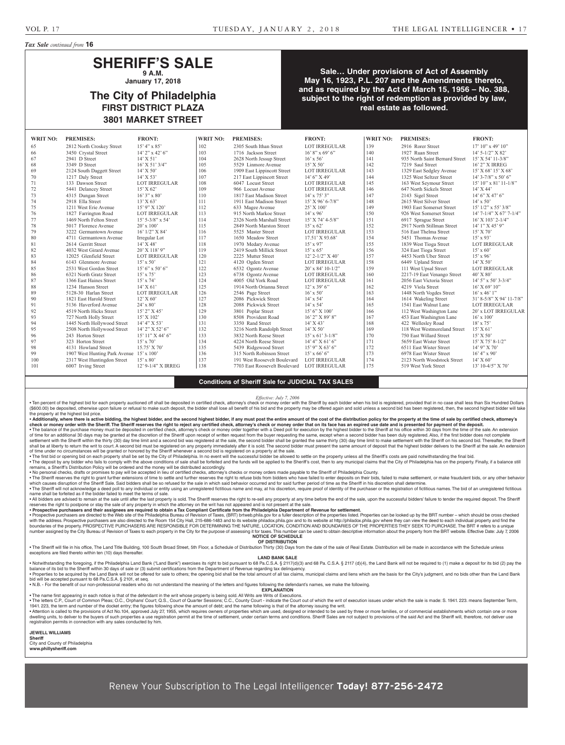*Tax Sale continued from* **16**

# SHERIFF'S SALE

**9 A.M.**

**January 17, 2018**

## The City of Philadelphia

### FIRST DISTRICT PLAZA

### 3801 MARKET STREET

**Sale… Under provisions of Act of Assembly May 16, 1923, P.L. 207 and the Amendments thereto, and as required by the Act of March 15, 1956 – No. 388, subject to the right of redemption as provided by law, real estate as followed.**

| WRIT NO: | PREMISES: | FRONT: |
|---|---|---|
| 65 | 2812 North Croskey Street | 15' 4" x 85' |
| 66 | 3450 Crystal Street | 14' 2" x 42' 6" |
| 67 | 2941 D Street | 14' X 51' |
| 68 | 3349 D Street | 16' X 51' 3/4" |
| 69 | 2124 South Daggett Street | 14' X 50' |
| 70 | 1217 Daly Street | 14' X 53' |
| 71 | 133 Dawson Street | LOT IRREGULAR |
| 72 | 5441 Delancey Street | 15' X 62' |
| 73 | 4315 Dungan Street | 16' 3" x 80' |
| 74 | 2918 Ella Street | 13' X 63' |
| 75 | 1211 West Erie Avenue | 15' 9" X 120' |
| 76 | 1827 Farrington Road | LOT IRREGULAR |
| 77 | 1469 North Felton Street | 15' 5-3/8" x 54' |
| 78 | 5017 Florence Avenue | 20' x 100' |
| 79 | 3222 Germantown Avenue | 16' 1/2" X 84' |
| 80 | 4711 Germantown Avenue | Irregular Lot |
| 81 | 2614 Gerritt Street | 14' X 48' |
| 82 | 4032 West Girard Avenue | 20' X 118' 9" |
| 83 | 12025 Glenfield Street | LOT IRREGULAR |
| 84 | 6143 Glenmore Avenue | 15' x 50' |
| 85 | 2531 West Gordon Street | 15' 6" x 50' 6" |
| 86 | 6321 North Gratz Street | 15' x 75' |
| 87 | 1366 East Haines Street | 15' x 74' |
| 88 | 1234 Hanson Street | 14' X 61' |
| 89 | 5128-30 Harlan Street | LOT IRREGULAR |
| 90 | 1821 East Harold Street | 12' X 60' |
| 91 | 5136 Haverford Avenue | 24' x 80' |
| 92 | 4519 North Hicks Street | 15' 2" X 45' |
| 93 | 727 North Holly Street | 15' X 102' |
| 94 | 1445 North Hollywood Street | 14' 4" X 53' |
| 95 | 2508 North Hollywood Street | 14' 2" X 52' 6" |
| 96 | 243 Horton Street | 15' 11" X 44' 6" |
| 97 | 323 Horton Street | 15' x 70' |
| 98 | 4131 Howland Street | 15.75' X 70' |
| 99 | 1907 West Hunting Park Avenue | 15' x 100' |
| 100 | 2317 West Huntingdon Street | 15' x 80' |
| 101 | 6007 Irving Street | 12' 9-1/4" X IRREG |
| 102 | 2305 South Ithan Street | LOT IRREGULAR |
| 103 | 1716 Jackson Street | 16' 8" x 69' 6" |
| 104 | 2628 North Jessup Street | 16' x 56' |
| 105 | 5529 Linmore Avenue | 15' X 50' |
| 106 | 1909 East Lippincott Street | LOT IRREGULAR |
| 107 | 217 East Lippincott Street | 14' 6" X 49' |
| 108 | 6047 Locust Street | LOT IRREGULAR |
| 109 | 966 Locust Avenue | LOT IRREGULAR |
| 110 | 1817 East Madison Street | 14' x 75' 3" |
| 111 | 1911 East Madison Street | 15' X 96' 6-7/8" |
| 112 | 633 Magee Avenue | 25' X 100' |
| 113 | 915 North Markoe Street | 14' x 96' |
| 114 | 2326 North Marshall Street | 15' X 74' 4-5/8" |
| 115 | 2849 North Marston Street | 15' x 62' |
| 116 | 5525 Master Street | LOT IRREGULAR |
| 117 | 1650 Meadow Street | 17.51' X 93.68' |
| 118 | 1970 Medary Avenue | 15' x 97' |
| 119 | 2419 South Millick Street | 15' x 65' |
| 120 | 2225 Mutter Street | 12' 2-1/2" X 40' |
| 121 | 4120 Ogden Street | LOT IRREGULAR |
| 122 | 6532 Ogontz Avenue | 20' x 84' 10-1/2" |
| 123 | 6738 Ogontz Avenue | LOT IRREGULAR |
| 124 | 4005 Old York Road | LOT IRREGULAR |
| 125 | 1914 North Orianna Street | 12' x 39' 6" |
| 126 | 2546 Page Street | 16' x 50' |
| 127 | 2086 Pickwick Street | 14' x 54' |
| 128 | 2088 Pickwick Street | 14' x 54' |
| 129 | 3801 Poplar Street | 15' 6" X 100' |
| 130 | 8508 Provident Road | 16' 2" X 89' 8" |
| 131 | 3350 Rand Street | 14' X 43' |
| 132 | 3216 North Randolph Street | 14' X 50' |
| 133 | 3832 North Reese Street | 15' x 61' 3-1/8" |
| 134 | 4224 North Reese Street | 14' 4" X 61' 6" |
| 135 | 5439 Ridgewood Street | 15' 9" X 63' 6" |
| 136 | 315 North Robinson Street | 15' x 66' 6" |
| 137 | 191 West Roosevelt Boulevard | LOT IRREGULAR |
| 138 | 7703 East Roosevelt Boulevard | LOT IRREGULAR |
| 139 | 2916 Rorer Street | 17' 10" x 49' 10" |
| 140 | 1927 Ruan Street | 14' 5-1/2" X 82' |
| 141 | 935 North Saint Bernard Street | 15' X 54' 11-3/8" |
| 142 | 7219 Saul Street | 16' 2" X IRREG |
| 143 | 1329 East Sedgley Avenue | 15' X 68' 15' X 68' |
| 144 | 1325 West Seltzer Street | 14' 3-7/8" x 50' 6" |
| 145 | 163 West Seymour Street | 15' 10" x 81' 11-1/8" |
| 146 | 647 North Sickels Street | 14' X 44' |
| 147 | 2143 Sigel Street | 14' 6" X 47' 6" |
| 148 | 2615 West Silver Street | 14' x 50' |
| 149 | 1903 East Somerset Street | 15' 1/2" x 55' 3/8" |
| 150 | 926 West Somerset Street | 14' 7-1/4" X 67' 7-1/4" |
| 151 | 6917 Sprague Street | 16' X 103' 2-1/4" |
| 152 | 2917 North Stillman Street | 14' 1" X 45' 9" |
| 153 | 516 East Thelma Street | 15' X 70' |
| 154 | 5451 Thomas Avenue | 15' x 93' |
| 155 | 1839 West Tioga Street | LOT IRREGULAR |
| 156 | 324 East Tioga Street | 15' x 60' |
| 157 | 4453 North Uber Street | 15' x 96' |
| 158 | 6449 Upland Street | 14' X 50' |
| 159 | 111 West Upsal Street | LOT IRREGULAR |
| 160 | 2217-19 East Venango Street | 40' X 80' |
| 161 | 2056 East Victoria Street | 14' 5" x 50' 3-3/4" |
| 162 | 4219 Viola Street | 16' X 69' 10" |
| 163 | 1448 North Vogdes Street | 16' x 46' 1" |
| 164 | 1614 Wakeling Street | 31' 8-5/8" X 94' 11-7/8" |
| 165 | 1541 East Walnut Lane | LOT IRREGULAR |
| 166 | 112 West Washington Lane | 20' x LOT IRREGULAR |
| 167 | 453 East Washington Lane | 16' x 100' |
| 168 | 422 Wellesley Road | 18' x 75' |
| 169 | 118 West Westmoreland Street | 15' X 61' |
| 170 | 750 East Willard Street | 15' X 50' |
| 171 | 5659 East Wister Street | 15' X 75' 8-1/2" |
| 172 | 6511 East Wister Street | 14' 9" X 70' |
| 173 | 6978 East Wister Street | 16' 4" x 90' |
| 174 | 2123 North Woodstock Street | 14' X 60' |
| 175 | 519 West York Street | 13' 10-4/5" X 70' |

### Conditions of Sheriff Sale for JUDICIAL TAX SALES

*Effective: July 7, 2006*

- Ten percent of the highest bid for each property auctioned off shall be deposited in certified check, attorney's check or money order with the Sheriff by each bidder when his bid is registered, provided that in no case shall less than Six Hundred Dollars ($600.00) be deposited, otherwise upon failure or refusal to make such deposit, the bidder shall lose all benefit of his bid and the property may be offered again and sold unless a second bid has been registered, then, the second highest bidder will take the property at the highest bid price.
- **Additionally, where there is active bidding, the highest bidder, and the second highest bidder, if any must post the entire amount of the cost of the distribution policy for the property at the time of sale by certified check, attorney's check or money order with the Sheriff. The Sheriff reserves the right to reject any certified check, attorney's check or money order that on its face has an expired use date and is presented for payment of the deposit.**
- The balance of the purchase money must be deposited in certified check, attorney's check or money order together with a Deed poll for execution by the highest bidder to the Sheriff at his office within 30 days from the time of the sale. An extension of time for an additional 30 days may be granted at the discretion of the Sheriff upon receipt of written request from the buyer requesting the same, except when a second bidder has been duly registered. Also, if the first bidder does not complete settlement with the Sheriff within the thirty (30) day time limit and a second bid was registered at the sale, the second bidder shall be granted the same thirty (30) day time limit to make settlement with the Sheriff on his second bid. Thereafter, the Sheriff shall be at liberty to return the writ to court. A second bid must be registered on any property immediately after it is sold. The second bidder must present the same amount of deposit that the highest bidder delivers to the Sheriff at the sale. An extension of time under no circumstances will be granted or honored by the Sheriff whenever a second bid is registered on a property at the sale.
- The first bid or opening bid on each property shall be set by the City of Philadelphia. In no event will the successful bidder be allowed to settle on the property unless all the Sheriff's costs are paid notwithstanding the final bid.
- The deposit by any bidder who fails to comply with the above conditions of sale shall be forfeited and the funds will be applied to the Sheriff's cost, then to any municipal claims that the City of Philadelphia has on the property. Finally, if a balance still remains, a Sheriff's Distribution Policy will be ordered and the money will be distributed accordingly.
- No personal checks, drafts or promises to pay will be accepted in lieu of certified checks, attorney's checks or money orders made payable to the Sheriff of Philadelphia County.
- The Sheriff reserves the right to grant further extensions of time to settle and further reserves the right to refuse bids from bidders who have failed to enter deposits on their bids, failed to make settlement, or make fraudulent bids, or any other behavior which causes disruption of the Sheriff Sale. Said bidders shall be so refused for the sale in which said behavior occurred and for said further period of time as the Sheriff in his discretion shall determine.
- The Sheriff will not acknowledge a deed poll to any individual or entity using an unregistered fictitious name and may, at his discretion, require proof of identity of the purchaser or the registration of fictitious names. The bid of an unregistered fictitious name shall be forfeited as if the bidder failed to meet the terms of sale.
- All bidders are advised to remain at the sale until after the last property is sold. The Sheriff reserves the right to re-sell any property at any time before the end of the sale, upon the successful bidders' failure to tender the required deposit. The Sheriff reserves the right to postpone or stay the sale of any property in which the attorney on the writ has not appeared and is not present at the sale.
- **Prospective purchasers and their assignees are required to obtain a Tax Compliant Certificate from the Philadelphia Department of Revenue for settlement.**
- Prospective purchasers are directed to the Web site of the Philadelphia Bureau of Revision of Taxes, (BRT) brtweb.phila.gov for a fuller description of the properties listed. Properties can be looked up by the BRT number – which should be cross checked with the address. Prospective purchasers are also directed to the Room 154 City Hall, 215-686-1483 and to its website philadox.phila.gov and to its website at http://philadox.phila.gov where they can view the deed to each individual property and find the boundaries of the property. PROSPECTIVE PURCHASERS ARE RESPONSIBLE FOR DETERMINING THE NATURE, LOCATION, CONDITION AND BOUNDARIES OF THE PROPERTIES THEY SEEK TO PURCHASE. The BRT # refers to a unique number assigned by the City Bureau of Revision of Taxes to each property in the City for the purpose of assessing it for taxes. This number can be used to obtain descriptive information about the property from the BRT website. Effective Date: July 7, 2006

**NOTICE OF SCHEDULE OF DISTRIBUTION**

- The Sheriff will file in his office, The Land Title Building, 100 South Broad Street, 5th Floor, a Schedule of Distribution Thirty (30) Days from the date of the sale of Real Estate. Distribution will be made in accordance with the Schedule unless exceptions are filed thereto within ten (10) days thereafter.

**LAND BANK SALE**

- Notwithstanding the foregoing, if the Philadelphia Land Bank ("Land Bank") exercises its right to bid pursuant to 68 Pa.C.S.A. § 2117(d)(3) and 68 Pa. C.S.A. § 2117 (d)(4), the Land Bank will not be required to (1) make a deposit for its bid (2) pay the balance of its bid to the Sheriff within 30 days of sale or (3) submit certifications from the Department of Revenue regarding tax delinquency.
- Properties to be acquired by the Land Bank will not be offered for sale to others; the opening bid shall be the total amount of all tax claims, municipal claims and liens which are the basis for the City's judgment, and no bids other than the Land Bank bid will be accepted pursuant to 68 Pa.C.S.A. § 2101, et seq.
- N.B. - For the benefit of our non-professional readers who do not understand the meaning of the letters and figures following the defendant's names, we make the following.

**EXPLANATION**

- The name first appearing in each notice is that of the defendant in the writ whose property is being sold. All Writs are Writs of Executions.
- The letters C.P., Court of Common Pleas; O.C., Orphans' Court; Q.S., Court of Quarter Sessions; C.C., County Court - indicate the Court out of which the writ of execution issues under which the sale is made: S. 1941. 223. means September Term, 1941. 223, the term and number of the docket entry; the figures following show the amount of debt; and the name following is that of the attorney issuing the writ.
- Attention is called to the provisions of Act No.104, approved July 27, 1955, which requires owners of properties which are used, designed or intended to be used by three or more families, or of commercial establishments which contain one or more dwelling units, to deliver to the buyers of such properties a use registration permit at the time of settlement, under certain terms and conditions. Sheriff Sales are not subject to provisions of the said Act and the Sheriff will, therefore, not deliver use registration permits in connection with any sales conducted by him.

**JEWELL WILLIAMS**
**Sheriff**
City and County of Philadelphia
**www.phillysheriff.com**

Renew Your Subscription to The Legal Intelligencer **Today! 877-256-2472**